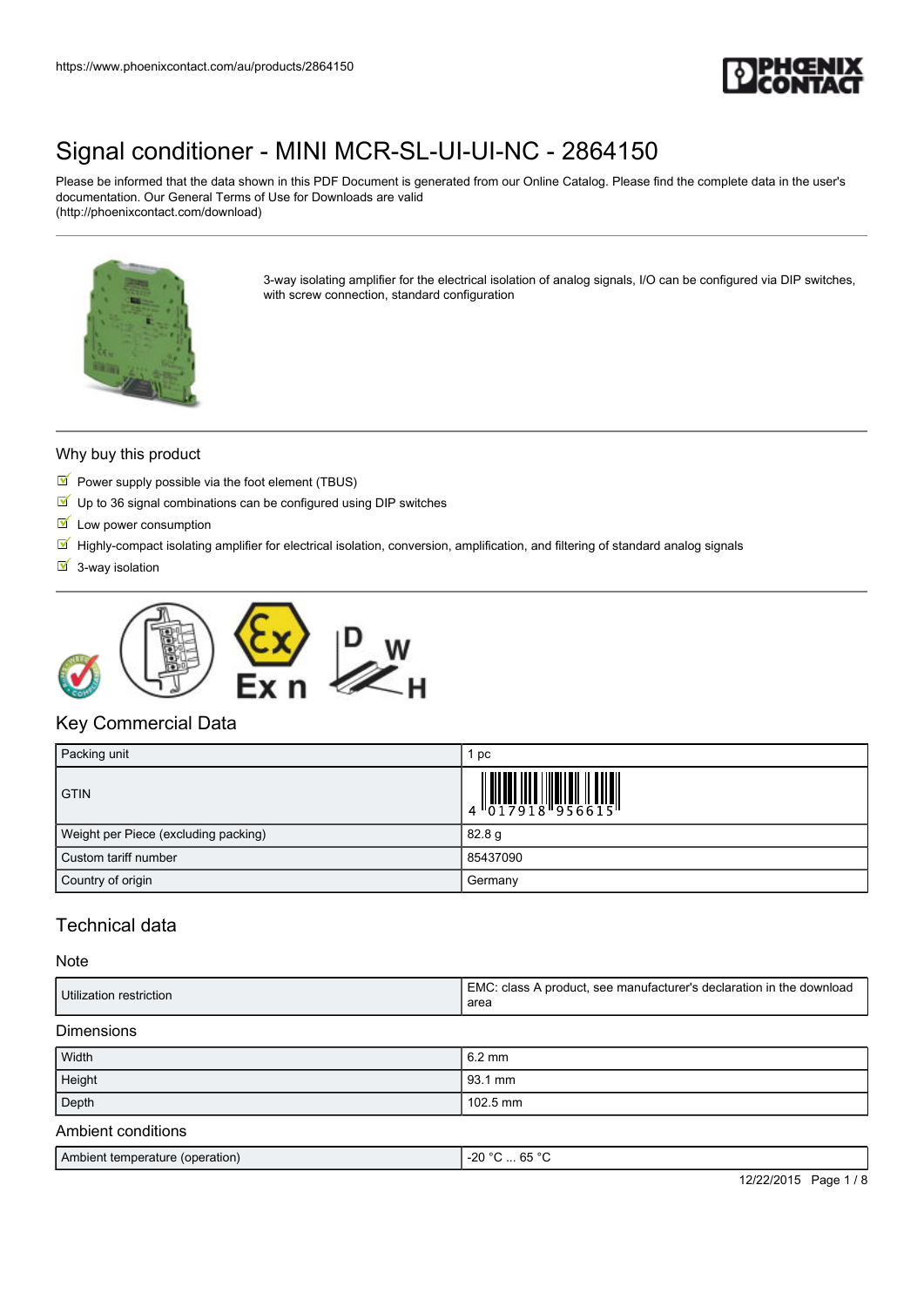https://www.phoenixcontact.com/au/products/2864150

# Signal conditioner - MINI MCR-SL-UI-UI-NC - 2864150

Please be informed that the data shown in this PDF Document is generated from our Online Catalog. Please find the complete data in the user's documentation. Our General Terms of Use for Downloads are valid (http://phoenixcontact.com/download)

3-way isolating amplifier for the electrical isolation of analog signals, I/O can be configured via DIP switches, with screw connection, standard configuration

## Why buy this product

- Power supply possible via the foot element (TBUS)
- Up to 36 signal combinations can be configured using DIP switches
- Low power consumption
- Highly-compact isolating amplifier for electrical isolation, conversion, amplification, and filtering of standard analog signals
- 3-way isolation

## Key Commercial Data

| | |
|---|---|
| Packing unit | 1 pc |
| GTIN | 4 017918 956615 |
| Weight per Piece (excluding packing) | 82.8 g |
| Custom tariff number | 85437090 |
| Country of origin | Germany |

## Technical data

### Note

| | |
|---|---|
| Utilization restriction | EMC: class A product, see manufacturer's declaration in the download area |

### Dimensions

| | |
|---|---|
| Width | 6.2 mm |
| Height | 93.1 mm |
| Depth | 102.5 mm |

### Ambient conditions

| | |
|---|---|
| Ambient temperature (operation) | -20 °C ... 65 °C |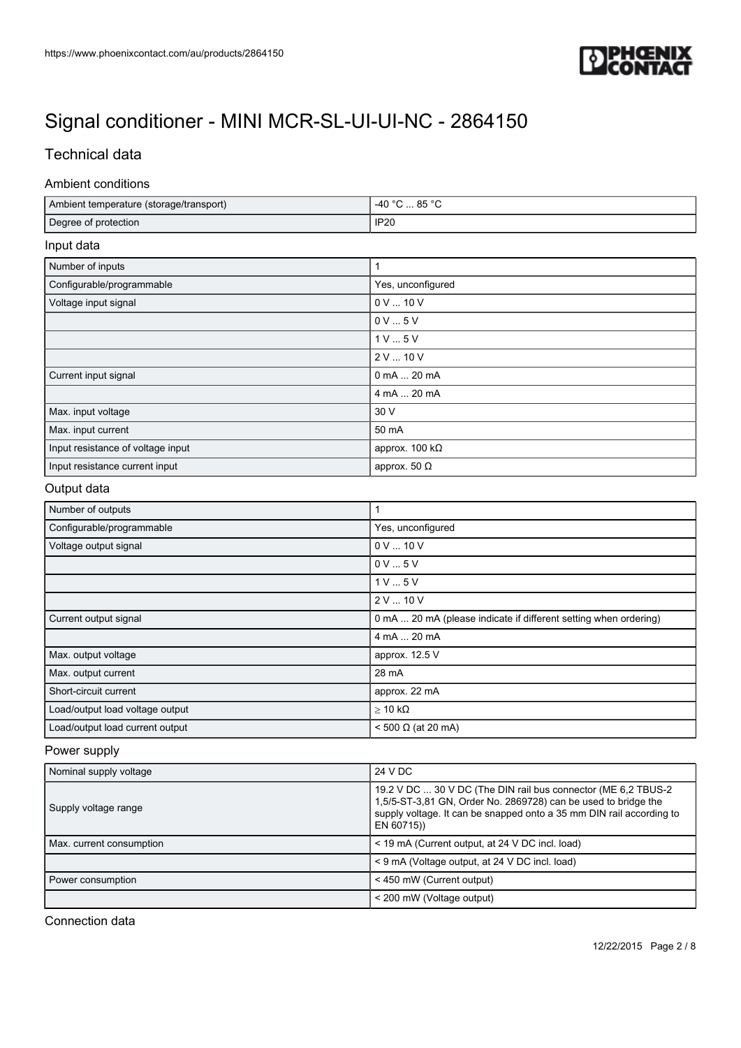# Signal conditioner - MINI MCR-SL-UI-UI-NC - 2864150

## Technical data

### Ambient conditions

| | |
|---|---|
| Ambient temperature (storage/transport) | -40 °C ... 85 °C |
| Degree of protection | IP20 |

### Input data

| | |
|---|---|
| Number of inputs | 1 |
| Configurable/programmable | Yes, unconfigured |
| Voltage input signal | 0 V ... 10 V |
| | 0 V ... 5 V |
| | 1 V ... 5 V |
| | 2 V ... 10 V |
| Current input signal | 0 mA ... 20 mA |
| | 4 mA ... 20 mA |
| Max. input voltage | 30 V |
| Max. input current | 50 mA |
| Input resistance of voltage input | approx. 100 kΩ |
| Input resistance current input | approx. 50 Ω |

### Output data

| | |
|---|---|
| Number of outputs | 1 |
| Configurable/programmable | Yes, unconfigured |
| Voltage output signal | 0 V ... 10 V |
| | 0 V ... 5 V |
| | 1 V ... 5 V |
| | 2 V ... 10 V |
| Current output signal | 0 mA ... 20 mA (please indicate if different setting when ordering) |
| | 4 mA ... 20 mA |
| Max. output voltage | approx. 12.5 V |
| Max. output current | 28 mA |
| Short-circuit current | approx. 22 mA |
| Load/output load voltage output | ≥ 10 kΩ |
| Load/output load current output | < 500 Ω (at 20 mA) |

### Power supply

| | |
|---|---|
| Nominal supply voltage | 24 V DC |
| Supply voltage range | 19.2 V DC ... 30 V DC (The DIN rail bus connector (ME 6,2 TBUS-2 1,5/5-ST-3,81 GN, Order No. 2869728) can be used to bridge the supply voltage. It can be snapped onto a 35 mm DIN rail according to EN 60715)) |
| Max. current consumption | < 19 mA (Current output, at 24 V DC incl. load) |
| | < 9 mA (Voltage output, at 24 V DC incl. load) |
| Power consumption | < 450 mW (Current output) |
| | < 200 mW (Voltage output) |

### Connection data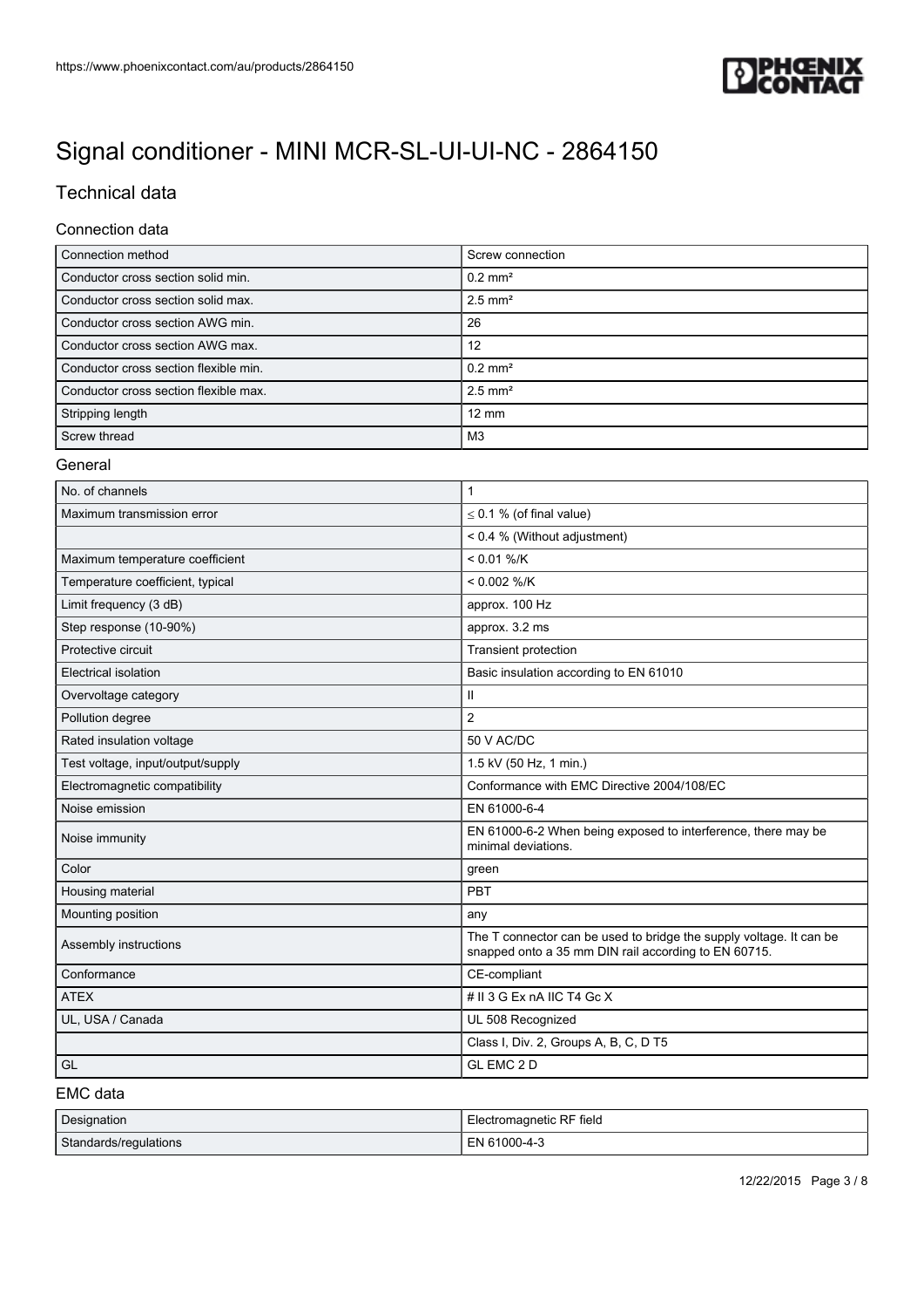# Signal conditioner - MINI MCR-SL-UI-UI-NC - 2864150

## Technical data

### Connection data

| Connection method | Screw connection |
|---|---|
| Conductor cross section solid min. | 0.2 mm² |
| Conductor cross section solid max. | 2.5 mm² |
| Conductor cross section AWG min. | 26 |
| Conductor cross section AWG max. | 12 |
| Conductor cross section flexible min. | 0.2 mm² |
| Conductor cross section flexible max. | 2.5 mm² |
| Stripping length | 12 mm |
| Screw thread | M3 |

### General

| No. of channels | 1 |
|---|---|
| Maximum transmission error | ≤ 0.1 % (of final value) |
| | < 0.4 % (Without adjustment) |
| Maximum temperature coefficient | < 0.01 %/K |
| Temperature coefficient, typical | < 0.002 %/K |
| Limit frequency (3 dB) | approx. 100 Hz |
| Step response (10-90%) | approx. 3.2 ms |
| Protective circuit | Transient protection |
| Electrical isolation | Basic insulation according to EN 61010 |
| Overvoltage category | II |
| Pollution degree | 2 |
| Rated insulation voltage | 50 V AC/DC |
| Test voltage, input/output/supply | 1.5 kV (50 Hz, 1 min.) |
| Electromagnetic compatibility | Conformance with EMC Directive 2004/108/EC |
| Noise emission | EN 61000-6-4 |
| Noise immunity | EN 61000-6-2 When being exposed to interference, there may be minimal deviations. |
| Color | green |
| Housing material | PBT |
| Mounting position | any |
| Assembly instructions | The T connector can be used to bridge the supply voltage. It can be snapped onto a 35 mm DIN rail according to EN 60715. |
| Conformance | CE-compliant |
| ATEX | # II 3 G Ex nA IIC T4 Gc X |
| UL, USA / Canada | UL 508 Recognized |
| | Class I, Div. 2, Groups A, B, C, D T5 |
| GL | GL EMC 2 D |

### EMC data

| Designation | Electromagnetic RF field |
|---|---|
| Standards/regulations | EN 61000-4-3 |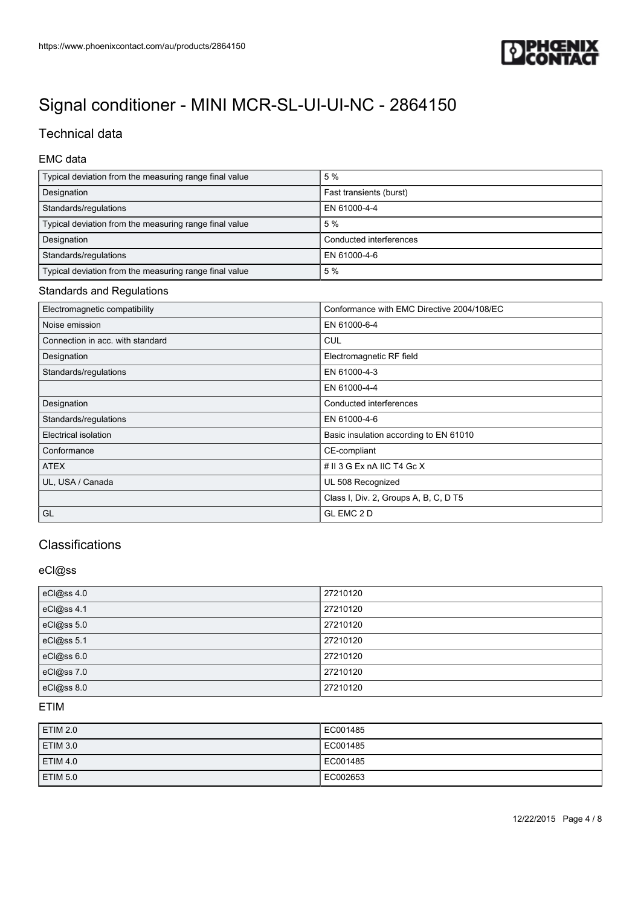# Signal conditioner - MINI MCR-SL-UI-UI-NC - 2864150

## Technical data

### EMC data

| | |
|---|---|
| Typical deviation from the measuring range final value | 5 % |
| Designation | Fast transients (burst) |
| Standards/regulations | EN 61000-4-4 |
| Typical deviation from the measuring range final value | 5 % |
| Designation | Conducted interferences |
| Standards/regulations | EN 61000-4-6 |
| Typical deviation from the measuring range final value | 5 % |

### Standards and Regulations

| | |
|---|---|
| Electromagnetic compatibility | Conformance with EMC Directive 2004/108/EC |
| Noise emission | EN 61000-6-4 |
| Connection in acc. with standard | CUL |
| Designation | Electromagnetic RF field |
| Standards/regulations | EN 61000-4-3 |
| | EN 61000-4-4 |
| Designation | Conducted interferences |
| Standards/regulations | EN 61000-4-6 |
| Electrical isolation | Basic insulation according to EN 61010 |
| Conformance | CE-compliant |
| ATEX | # II 3 G Ex nA IIC T4 Gc X |
| UL, USA / Canada | UL 508 Recognized |
| | Class I, Div. 2, Groups A, B, C, D T5 |
| GL | GL EMC 2 D |

## Classifications

### eCl@ss

| | |
|---|---|
| eCl@ss 4.0 | 27210120 |
| eCl@ss 4.1 | 27210120 |
| eCl@ss 5.0 | 27210120 |
| eCl@ss 5.1 | 27210120 |
| eCl@ss 6.0 | 27210120 |
| eCl@ss 7.0 | 27210120 |
| eCl@ss 8.0 | 27210120 |

### ETIM

| | |
|---|---|
| ETIM 2.0 | EC001485 |
| ETIM 3.0 | EC001485 |
| ETIM 4.0 | EC001485 |
| ETIM 5.0 | EC002653 |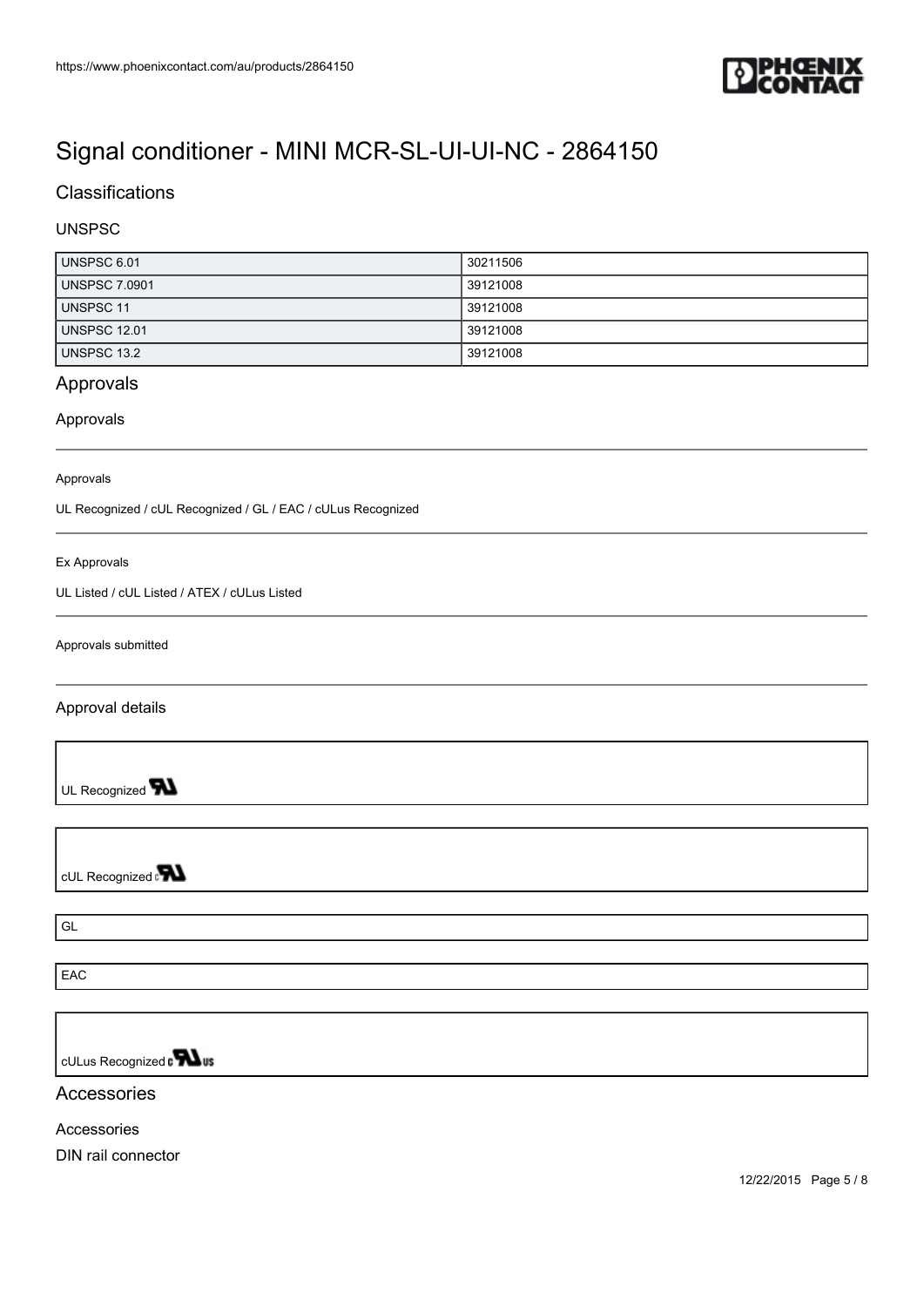# Signal conditioner - MINI MCR-SL-UI-UI-NC - 2864150

## Classifications

### UNSPSC

| | |
|---|---|
| UNSPSC 6.01 | 30211506 |
| UNSPSC 7.0901 | 39121008 |
| UNSPSC 11 | 39121008 |
| UNSPSC 12.01 | 39121008 |
| UNSPSC 13.2 | 39121008 |

## Approvals

### Approvals

Approvals

UL Recognized / cUL Recognized / GL / EAC / cULus Recognized

Ex Approvals

UL Listed / cUL Listed / ATEX / cULus Listed

Approvals submitted

### Approval details

UL Recognized

cUL Recognized

GL

EAC

cULus Recognized

## Accessories

Accessories

DIN rail connector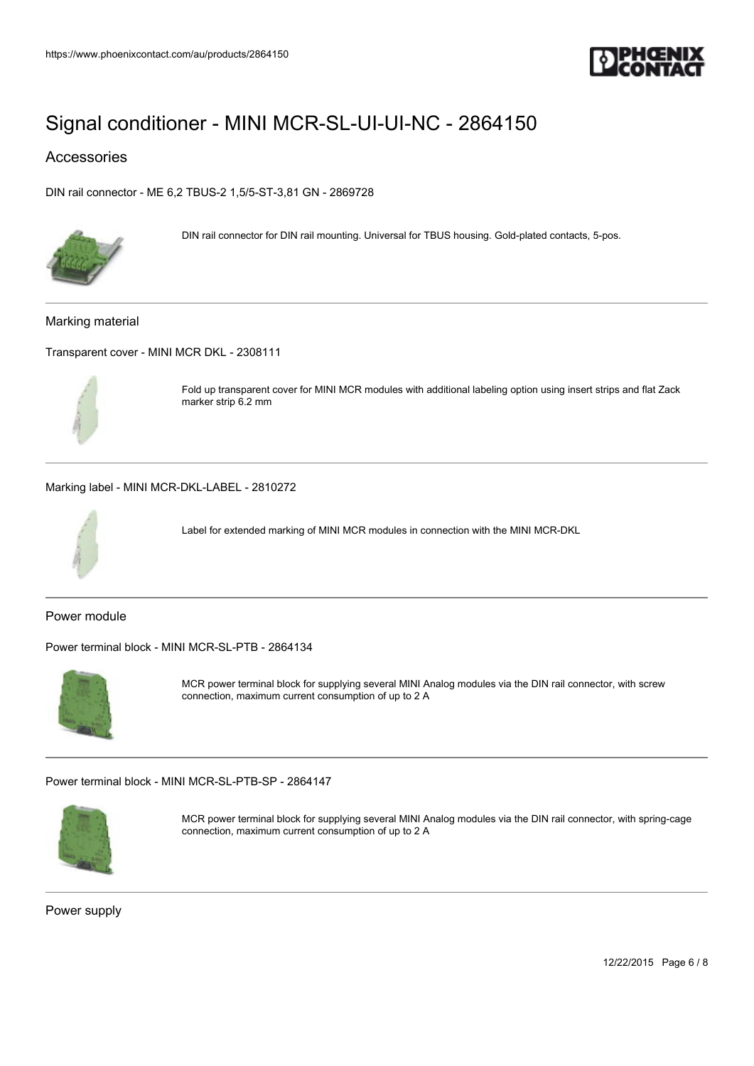# Signal conditioner - MINI MCR-SL-UI-UI-NC - 2864150

## Accessories

DIN rail connector - ME 6,2 TBUS-2 1,5/5-ST-3,81 GN - 2869728

DIN rail connector for DIN rail mounting. Universal for TBUS housing. Gold-plated contacts, 5-pos.

### Marking material

Transparent cover - MINI MCR DKL - 2308111

Fold up transparent cover for MINI MCR modules with additional labeling option using insert strips and flat Zack marker strip 6.2 mm

Marking label - MINI MCR-DKL-LABEL - 2810272

Label for extended marking of MINI MCR modules in connection with the MINI MCR-DKL

### Power module

Power terminal block - MINI MCR-SL-PTB - 2864134

MCR power terminal block for supplying several MINI Analog modules via the DIN rail connector, with screw connection, maximum current consumption of up to 2 A

Power terminal block - MINI MCR-SL-PTB-SP - 2864147

MCR power terminal block for supplying several MINI Analog modules via the DIN rail connector, with spring-cage connection, maximum current consumption of up to 2 A

### Power supply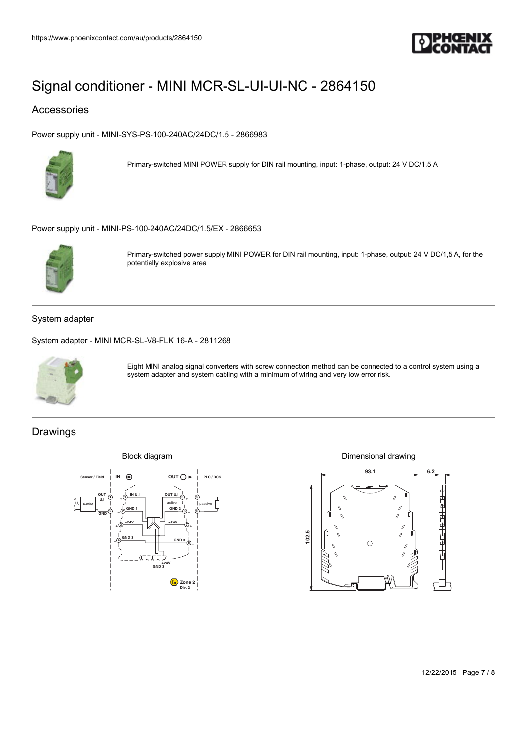# Signal conditioner - MINI MCR-SL-UI-UI-NC - 2864150

## Accessories

Power supply unit - MINI-SYS-PS-100-240AC/24DC/1.5 - 2866983

Primary-switched MINI POWER supply for DIN rail mounting, input: 1-phase, output: 24 V DC/1.5 A

---

Power supply unit - MINI-PS-100-240AC/24DC/1.5/EX - 2866653

Primary-switched power supply MINI POWER for DIN rail mounting, input: 1-phase, output: 24 V DC/1,5 A, for the potentially explosive area

---

### System adapter

System adapter - MINI MCR-SL-V8-FLK 16-A - 2811268

Eight MINI analog signal converters with screw connection method can be connected to a control system using a system adapter and system cabling with a minimum of wiring and very low error risk.

---

## Drawings

Block diagram

Dimensional drawing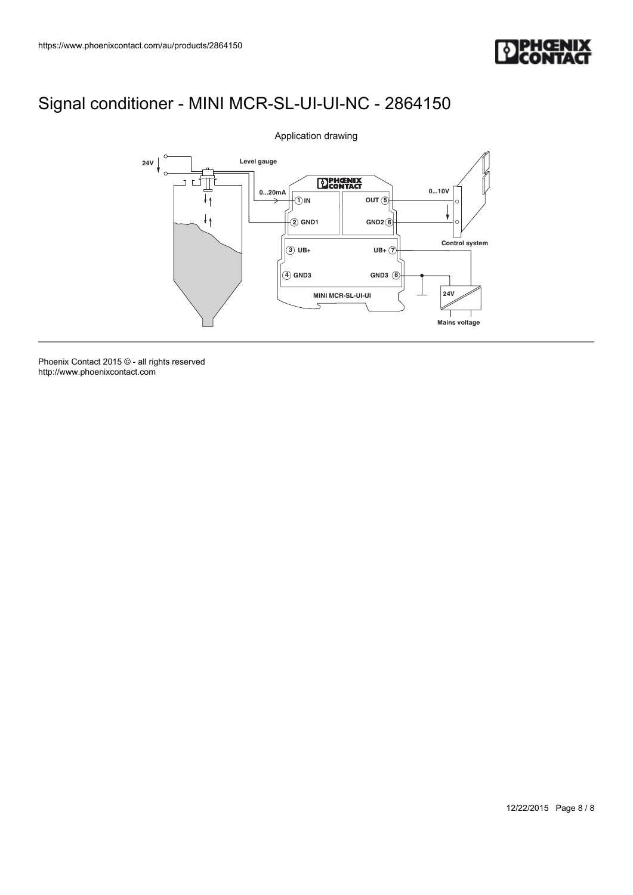# Signal conditioner - MINI MCR-SL-UI-UI-NC - 2864150

Application drawing

24V
Level gauge
0...20mA
1 IN
2 GND1
OUT 5
GND2 6
0...10V
Control system
3 UB+
UB+ 7
4 GND3
GND3 8
MINI MCR-SL-UI-UI
24V
Mains voltage

Phoenix Contact 2015 © - all rights reserved
http://www.phoenixcontact.com